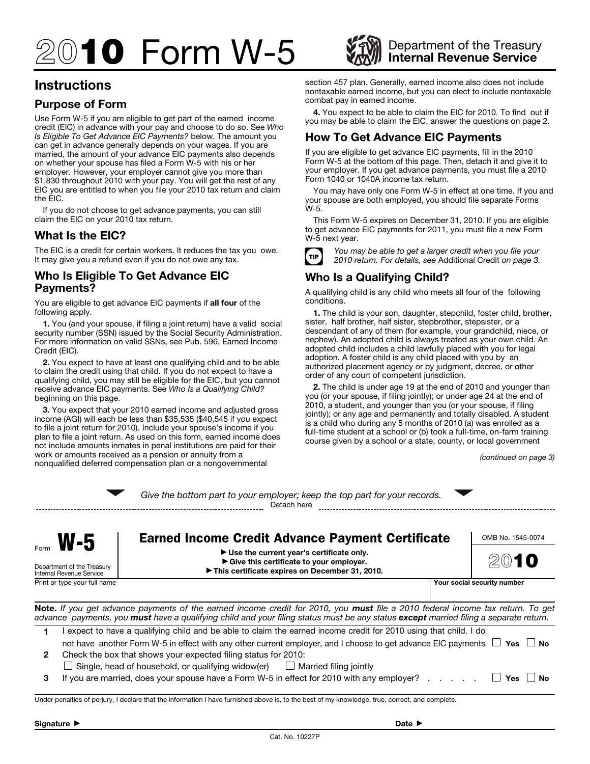# 2010 Form W-5

Department of the Treasury
**Internal Revenue Service**

## Instructions

### Purpose of Form

Use Form W-5 if you are eligible to get part of the earned income credit (EIC) in advance with your pay and choose to do so. See *Who Is Eligible To Get Advance EIC Payments?* below. The amount you can get in advance generally depends on your wages. If you are married, the amount of your advance EIC payments also depends on whether your spouse has filed a Form W-5 with his or her employer. However, your employer cannot give you more than $1,830 throughout 2010 with your pay. You will get the rest of any EIC you are entitled to when you file your 2010 tax return and claim the EIC.

If you do not choose to get advance payments, you can still claim the EIC on your 2010 tax return.

### What Is the EIC?

The EIC is a credit for certain workers. It reduces the tax you owe. It may give you a refund even if you do not owe any tax.

### Who Is Eligible To Get Advance EIC Payments?

You are eligible to get advance EIC payments if **all four** of the following apply.

**1.** You (and your spouse, if filing a joint return) have a valid social security number (SSN) issued by the Social Security Administration. For more information on valid SSNs, see Pub. 596, Earned Income Credit (EIC).

**2.** You expect to have at least one qualifying child and to be able to claim the credit using that child. If you do not expect to have a qualifying child, you may still be eligible for the EIC, but you cannot receive advance EIC payments. See *Who Is a Qualifying Child?* beginning on this page.

**3.** You expect that your 2010 earned income and adjusted gross income (AGI) will each be less than $35,535 ($40,545 if you expect to file a joint return for 2010). Include your spouse's income if you plan to file a joint return. As used on this form, earned income does not include amounts inmates in penal institutions are paid for their work or amounts received as a pension or annuity from a nonqualified deferred compensation plan or a nongovernmental section 457 plan. Generally, earned income also does not include nontaxable earned income, but you can elect to include nontaxable combat pay in earned income.

**4.** You expect to be able to claim the EIC for 2010. To find out if you may be able to claim the EIC, answer the questions on page 2.

### How To Get Advance EIC Payments

If you are eligible to get advance EIC payments, fill in the 2010 Form W-5 at the bottom of this page. Then, detach it and give it to your employer. If you get advance payments, you must file a 2010 Form 1040 or 1040A income tax return.

You may have only one Form W-5 in effect at one time. If you and your spouse are both employed, you should file separate Forms W-5.

This Form W-5 expires on December 31, 2010. If you are eligible to get advance EIC payments for 2011, you must file a new Form W-5 next year.

**TIP** *You may be able to get a larger credit when you file your 2010 return. For details, see* Additional Credit *on page 3.*

### Who Is a Qualifying Child?

A qualifying child is any child who meets all four of the following conditions.

**1.** The child is your son, daughter, stepchild, foster child, brother, sister, half brother, half sister, stepbrother, stepsister, or a descendant of any of them (for example, your grandchild, niece, or nephew). An adopted child is always treated as your own child. An adopted child includes a child lawfully placed with you for legal adoption. A foster child is any child placed with you by an authorized placement agency or by judgment, decree, or other order of any court of competent jurisdiction.

**2.** The child is under age 19 at the end of 2010 and younger than you (or your spouse, if filing jointly); or under age 24 at the end of 2010, a student, and younger than you (or your spouse, if filing jointly); or any age and permanently and totally disabled. A student is a child who during any 5 months of 2010 (a) was enrolled as a full-time student at a school or (b) took a full-time, on-farm training course given by a school or a state, county, or local government

*(continued on page 3)*

*Give the bottom part to your employer; keep the top part for your records.*

Detach here

---

Form **W-5** — **Earned Income Credit Advance Payment Certificate** — OMB No. 1545-0074 — **2010**

Department of the Treasury
Internal Revenue Service

- ► Use the current year's certificate only.
- ► Give this certificate to your employer.
- ► This certificate expires on December 31, 2010.

| Print or type your full name | Your social security number |
|---|---|
| | |

**Note.** *If you get advance payments of the earned income credit for 2010, you **must** file a 2010 federal income tax return. To get advance payments, you **must** have a qualifying child and your filing status must be any status **except** married filing a separate return.*

**1** I expect to have a qualifying child and be able to claim the earned income credit for 2010 using that child. I do not have another Form W-5 in effect with any other current employer, and I choose to get advance EIC payments ☐ **Yes** ☐ **No**

**2** Check the box that shows your expected filing status for 2010:
☐ Single, head of household, or qualifying widow(er) ☐ Married filing jointly

**3** If you are married, does your spouse have a Form W-5 in effect for 2010 with any employer? . . . . . ☐ **Yes** ☐ **No**

Under penalties of perjury, I declare that the information I have furnished above is, to the best of my knowledge, true, correct, and complete.

**Signature ►** **Date ►**

Cat. No. 10227P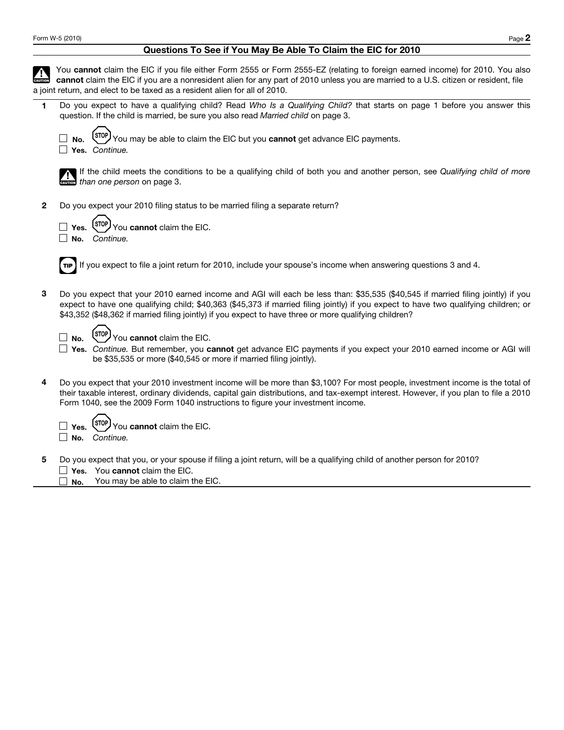## Questions To See if You May Be Able To Claim the EIC for 2010

**CAUTION** You **cannot** claim the EIC if you file either Form 2555 or Form 2555-EZ (relating to foreign earned income) for 2010. You also **cannot** claim the EIC if you are a nonresident alien for any part of 2010 unless you are married to a U.S. citizen or resident, file a joint return, and elect to be taxed as a resident alien for all of 2010.

**1** Do you expect to have a qualifying child? Read *Who Is a Qualifying Child?* that starts on page 1 before you answer this question. If the child is married, be sure you also read *Married child* on page 3.

☐ **No.** STOP You may be able to claim the EIC but you **cannot** get advance EIC payments.
☐ **Yes.** *Continue.*

**CAUTION** If the child meets the conditions to be a qualifying child of both you and another person, see *Qualifying child of more than one person* on page 3.

**2** Do you expect your 2010 filing status to be married filing a separate return?

☐ **Yes.** STOP You **cannot** claim the EIC.
☐ **No.** *Continue.*

**TIP** If you expect to file a joint return for 2010, include your spouse's income when answering questions 3 and 4.

**3** Do you expect that your 2010 earned income and AGI will each be less than: $35,535 ($40,545 if married filing jointly) if you expect to have one qualifying child; $40,363 ($45,373 if married filing jointly) if you expect to have two qualifying children; or $43,352 ($48,362 if married filing jointly) if you expect to have three or more qualifying children?

☐ **No.** STOP You **cannot** claim the EIC.
☐ **Yes.** *Continue.* But remember, you **cannot** get advance EIC payments if you expect your 2010 earned income or AGI will be $35,535 or more ($40,545 or more if married filing jointly).

**4** Do you expect that your 2010 investment income will be more than $3,100? For most people, investment income is the total of their taxable interest, ordinary dividends, capital gain distributions, and tax-exempt interest. However, if you plan to file a 2010 Form 1040, see the 2009 Form 1040 instructions to figure your investment income.

☐ **Yes.** STOP You **cannot** claim the EIC.
☐ **No.** *Continue.*

**5** Do you expect that you, or your spouse if filing a joint return, will be a qualifying child of another person for 2010?

☐ **Yes.** You **cannot** claim the EIC.
☐ **No.** You may be able to claim the EIC.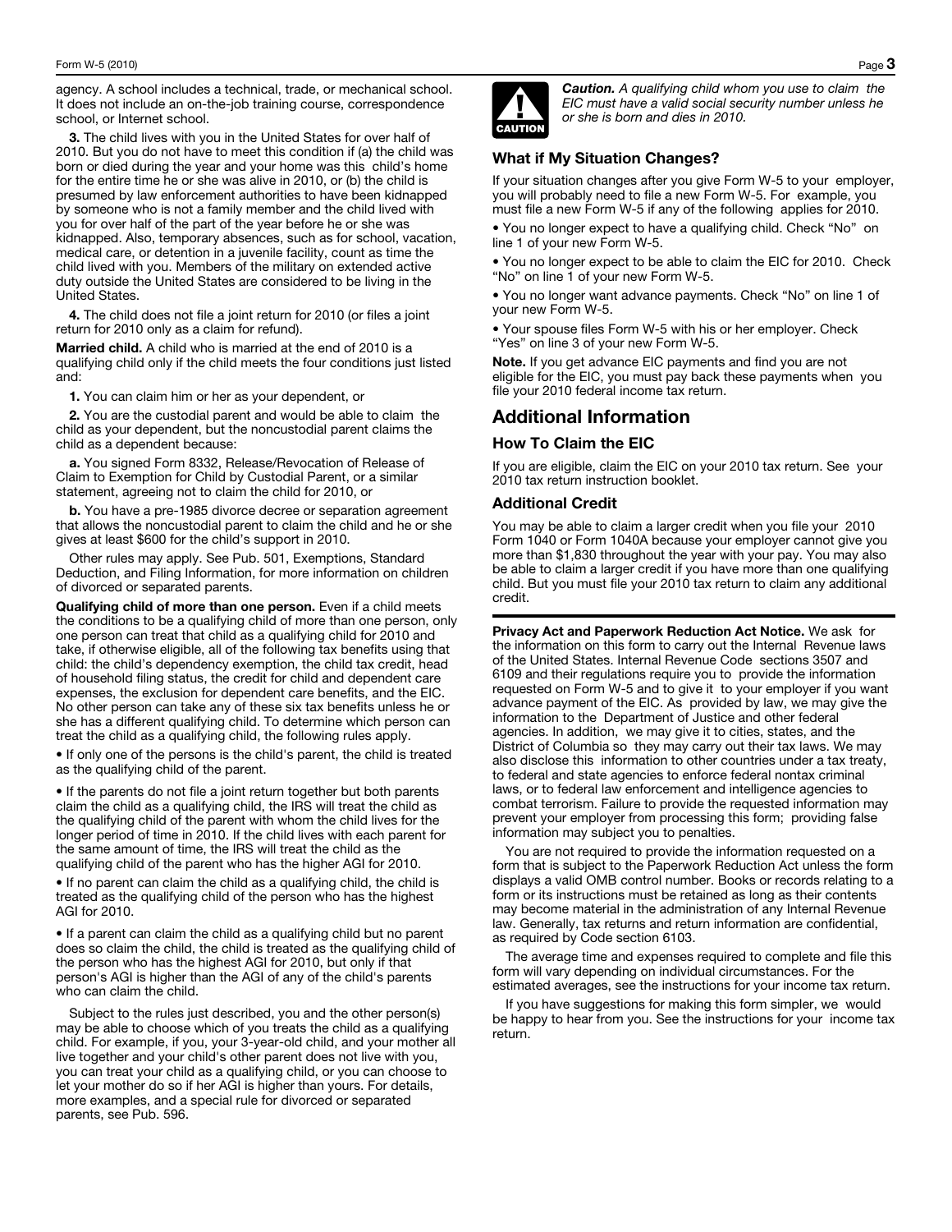agency. A school includes a technical, trade, or mechanical school. It does not include an on-the-job training course, correspondence school, or Internet school.

**3.** The child lives with you in the United States for over half of 2010. But you do not have to meet this condition if (a) the child was born or died during the year and your home was this child's home for the entire time he or she was alive in 2010, or (b) the child is presumed by law enforcement authorities to have been kidnapped by someone who is not a family member and the child lived with you for over half of the part of the year before he or she was kidnapped. Also, temporary absences, such as for school, vacation, medical care, or detention in a juvenile facility, count as time the child lived with you. Members of the military on extended active duty outside the United States are considered to be living in the United States.

**4.** The child does not file a joint return for 2010 (or files a joint return for 2010 only as a claim for refund).

**Married child.** A child who is married at the end of 2010 is a qualifying child only if the child meets the four conditions just listed and:

**1.** You can claim him or her as your dependent, or

**2.** You are the custodial parent and would be able to claim the child as your dependent, but the noncustodial parent claims the child as a dependent because:

**a.** You signed Form 8332, Release/Revocation of Release of Claim to Exemption for Child by Custodial Parent, or a similar statement, agreeing not to claim the child for 2010, or

**b.** You have a pre-1985 divorce decree or separation agreement that allows the noncustodial parent to claim the child and he or she gives at least $600 for the child's support in 2010.

Other rules may apply. See Pub. 501, Exemptions, Standard Deduction, and Filing Information, for more information on children of divorced or separated parents.

**Qualifying child of more than one person.** Even if a child meets the conditions to be a qualifying child of more than one person, only one person can treat that child as a qualifying child for 2010 and take, if otherwise eligible, all of the following tax benefits using that child: the child's dependency exemption, the child tax credit, head of household filing status, the credit for child and dependent care expenses, the exclusion for dependent care benefits, and the EIC. No other person can take any of these six tax benefits unless he or she has a different qualifying child. To determine which person can treat the child as a qualifying child, the following rules apply.

- If only one of the persons is the child's parent, the child is treated as the qualifying child of the parent.
- If the parents do not file a joint return together but both parents claim the child as a qualifying child, the IRS will treat the child as the qualifying child of the parent with whom the child lives for the longer period of time in 2010. If the child lives with each parent for the same amount of time, the IRS will treat the child as the qualifying child of the parent who has the higher AGI for 2010.
- If no parent can claim the child as a qualifying child, the child is treated as the qualifying child of the person who has the highest AGI for 2010.
- If a parent can claim the child as a qualifying child but no parent does so claim the child, the child is treated as the qualifying child of the person who has the highest AGI for 2010, but only if that person's AGI is higher than the AGI of any of the child's parents who can claim the child.

Subject to the rules just described, you and the other person(s) may be able to choose which of you treats the child as a qualifying child. For example, if you, your 3-year-old child, and your mother all live together and your child's other parent does not live with you, you can treat your child as a qualifying child, or you can choose to let your mother do so if her AGI is higher than yours. For details, more examples, and a special rule for divorced or separated parents, see Pub. 596.

**CAUTION** *Caution. A qualifying child whom you use to claim the EIC must have a valid social security number unless he or she is born and dies in 2010.*

### What if My Situation Changes?

If your situation changes after you give Form W-5 to your employer, you will probably need to file a new Form W-5. For example, you must file a new Form W-5 if any of the following applies for 2010.

- You no longer expect to have a qualifying child. Check "No" on line 1 of your new Form W-5.
- You no longer expect to be able to claim the EIC for 2010. Check "No" on line 1 of your new Form W-5.
- You no longer want advance payments. Check "No" on line 1 of your new Form W-5.
- Your spouse files Form W-5 with his or her employer. Check "Yes" on line 3 of your new Form W-5.

**Note.** If you get advance EIC payments and find you are not eligible for the EIC, you must pay back these payments when you file your 2010 federal income tax return.

## Additional Information

### How To Claim the EIC

If you are eligible, claim the EIC on your 2010 tax return. See your 2010 tax return instruction booklet.

### Additional Credit

You may be able to claim a larger credit when you file your 2010 Form 1040 or Form 1040A because your employer cannot give you more than $1,830 throughout the year with your pay. You may also be able to claim a larger credit if you have more than one qualifying child. But you must file your 2010 tax return to claim any additional credit.

**Privacy Act and Paperwork Reduction Act Notice.** We ask for the information on this form to carry out the Internal Revenue laws of the United States. Internal Revenue Code sections 3507 and 6109 and their regulations require you to provide the information requested on Form W-5 and to give it to your employer if you want advance payment of the EIC. As provided by law, we may give the information to the Department of Justice and other federal agencies. In addition, we may give it to cities, states, and the District of Columbia so they may carry out their tax laws. We may also disclose this information to other countries under a tax treaty, to federal and state agencies to enforce federal nontax criminal laws, or to federal law enforcement and intelligence agencies to combat terrorism. Failure to provide the requested information may prevent your employer from processing this form; providing false information may subject you to penalties.

You are not required to provide the information requested on a form that is subject to the Paperwork Reduction Act unless the form displays a valid OMB control number. Books or records relating to a form or its instructions must be retained as long as their contents may become material in the administration of any Internal Revenue law. Generally, tax returns and return information are confidential, as required by Code section 6103.

The average time and expenses required to complete and file this form will vary depending on individual circumstances. For the estimated averages, see the instructions for your income tax return.

If you have suggestions for making this form simpler, we would be happy to hear from you. See the instructions for your income tax return.